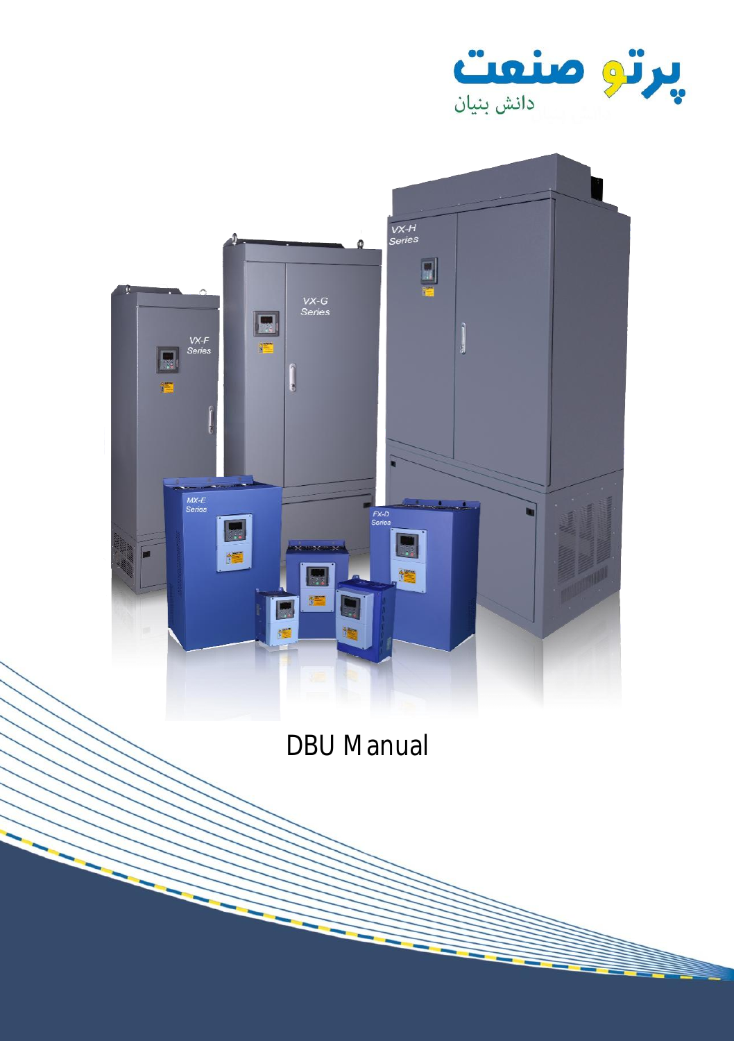پرتو صنعت

دانش بنیان

# DBU Manual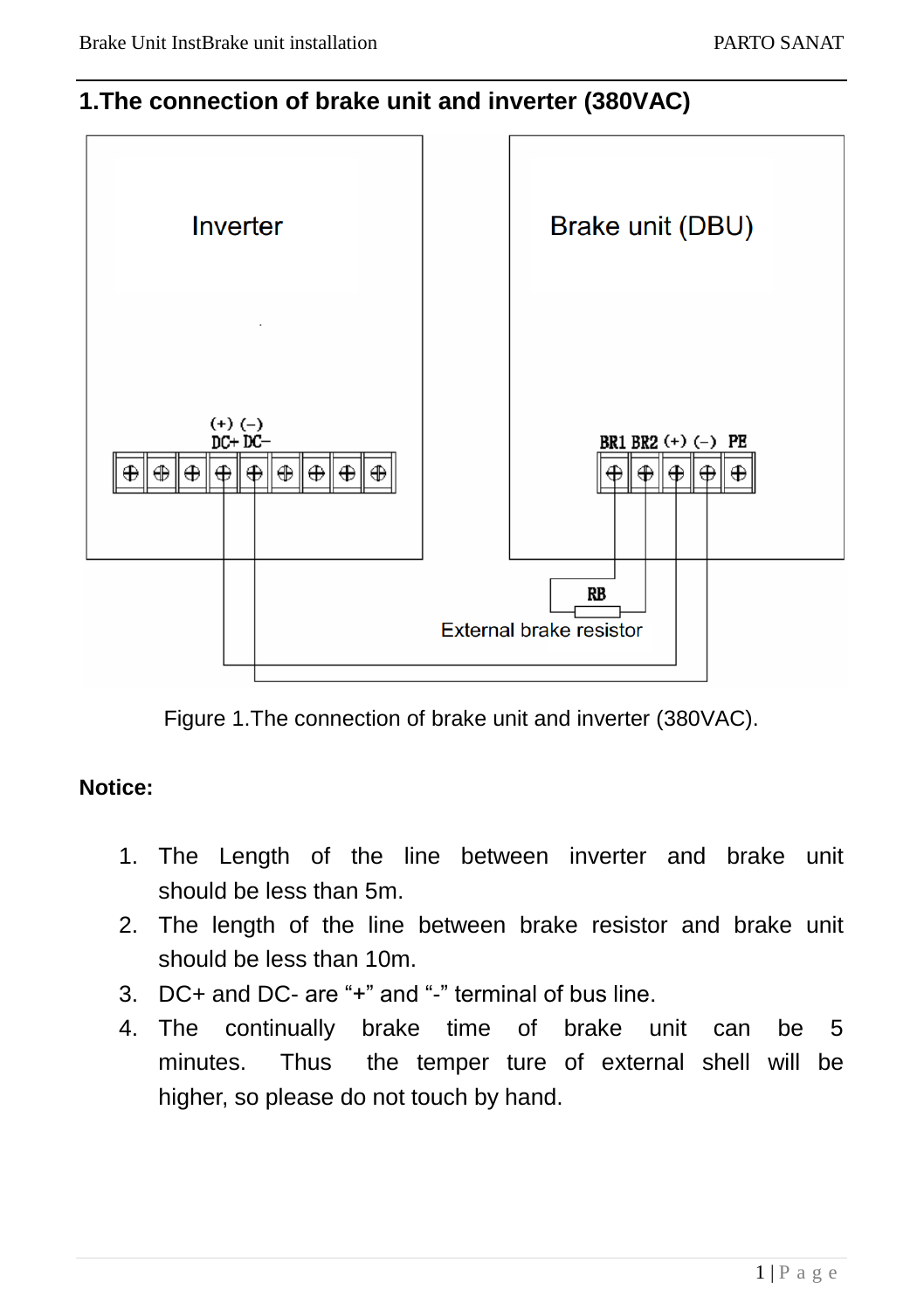# 1.The connection of brake unit and inverter (380VAC)

Figure 1.The connection of brake unit and inverter (380VAC).

**Notice:**

1. The Length of the line between inverter and brake unit should be less than 5m.
2. The length of the line between brake resistor and brake unit should be less than 10m.
3. DC+ and DC- are “+” and “-” terminal of bus line.
4. The continually brake time of brake unit can be 5 minutes. Thus the temper ture of external shell will be higher, so please do not touch by hand.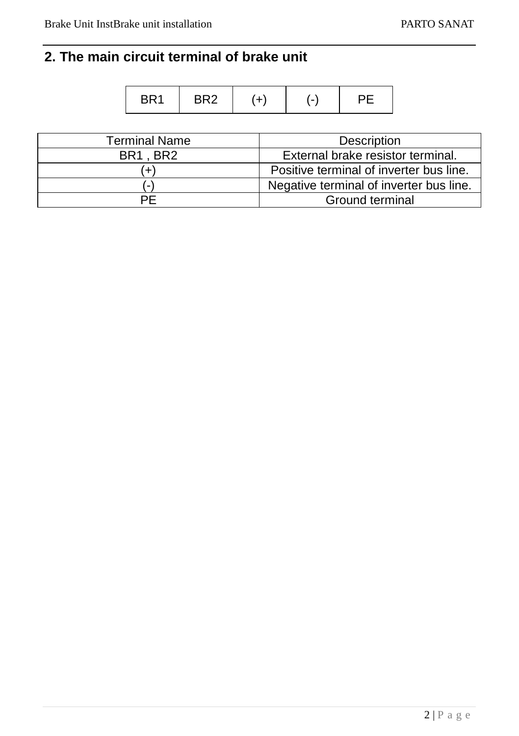## 2. The main circuit terminal of brake unit

| BR1 | BR2 | (+) | (-) | PE |
|---|---|---|---|---|

| Terminal Name | Description |
|---|---|
| BR1 , BR2 | External brake resistor terminal. |
| (+) | Positive terminal of inverter bus line. |
| (-) | Negative terminal of inverter bus line. |
| PE | Ground terminal |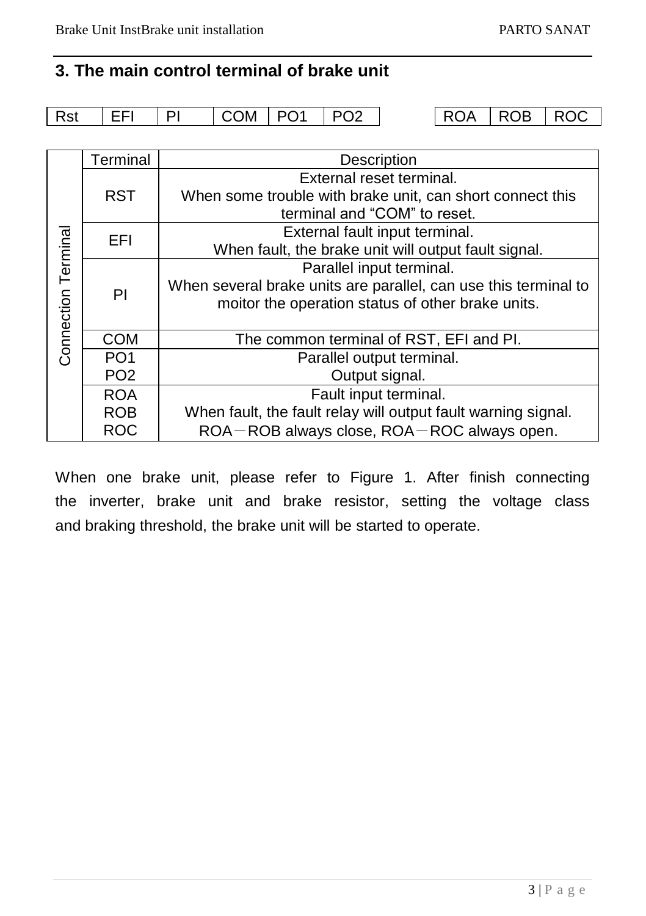## 3. The main control terminal of brake unit

| Rst | EFI | PI | COM | PO1 | PO2 | | ROA | ROB | ROC |
|---|---|---|---|---|---|---|---|---|---|

| | Terminal | Description |
|---|---|---|
| Connection Terminal | RST | External reset terminal.<br>When some trouble with brake unit, can short connect this terminal and “COM” to reset. |
| | EFI | External fault input terminal.<br>When fault, the brake unit will output fault signal. |
| | PI | Parallel input terminal.<br>When several brake units are parallel, can use this terminal to moitor the operation status of other brake units. |
| | COM | The common terminal of RST, EFI and PI. |
| | PO1<br>PO2 | Parallel output terminal.<br>Output signal. |
| | ROA<br>ROB<br>ROC | Fault input terminal.<br>When fault, the fault relay will output fault warning signal.<br>ROA－ROB always close, ROA－ROC always open. |

When one brake unit, please refer to Figure 1. After finish connecting the inverter, brake unit and brake resistor, setting the voltage class and braking threshold, the brake unit will be started to operate.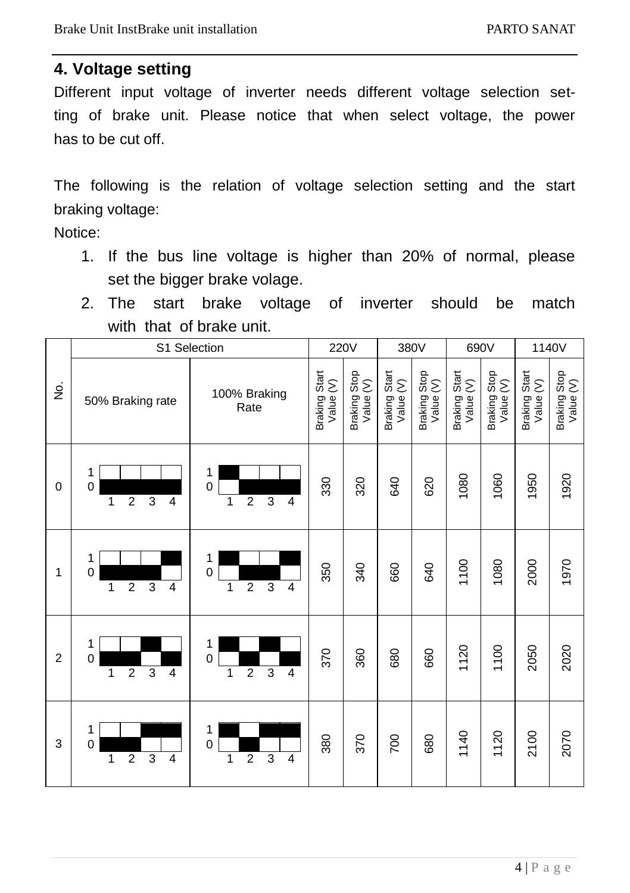## 4. Voltage setting

Different input voltage of inverter needs different voltage selection setting of brake unit. Please notice that when select voltage, the power has to be cut off.

The following is the relation of voltage selection setting and the start braking voltage:

Notice:

1. If the bus line voltage is higher than 20% of normal, please set the bigger brake volage.
2. The start brake voltage of inverter should be match with that of brake unit.

| No. | S1 Selection | | 220V | | 380V | | 690V | | 1140V | |
|---|---|---|---|---|---|---|---|---|---|---|
| | 50% Braking rate | 100% Braking Rate | Braking Start Value (V) | Braking Stop Value (V) | Braking Start Value (V) | Braking Stop Value (V) | Braking Start Value (V) | Braking Stop Value (V) | Braking Start Value (V) | Braking Stop Value (V) |
| 0 | 1: 0, 2: 0, 3: 0, 4: 0 | 1: 1, 2: 0, 3: 0, 4: 0 | 330 | 320 | 640 | 620 | 1080 | 1060 | 1950 | 1920 |
| 1 | 1: 0, 2: 0, 3: 0, 4: 1 | 1: 1, 2: 0, 3: 0, 4: 1 | 350 | 340 | 660 | 640 | 1100 | 1080 | 2000 | 1970 |
| 2 | 1: 0, 2: 0, 3: 1, 4: 0 | 1: 1, 2: 0, 3: 1, 4: 0 | 370 | 360 | 680 | 660 | 1120 | 1100 | 2050 | 2020 |
| 3 | 1: 0, 2: 0, 3: 1, 4: 1 | 1: 1, 2: 0, 3: 1, 4: 1 | 380 | 370 | 700 | 680 | 1140 | 1120 | 2100 | 2070 |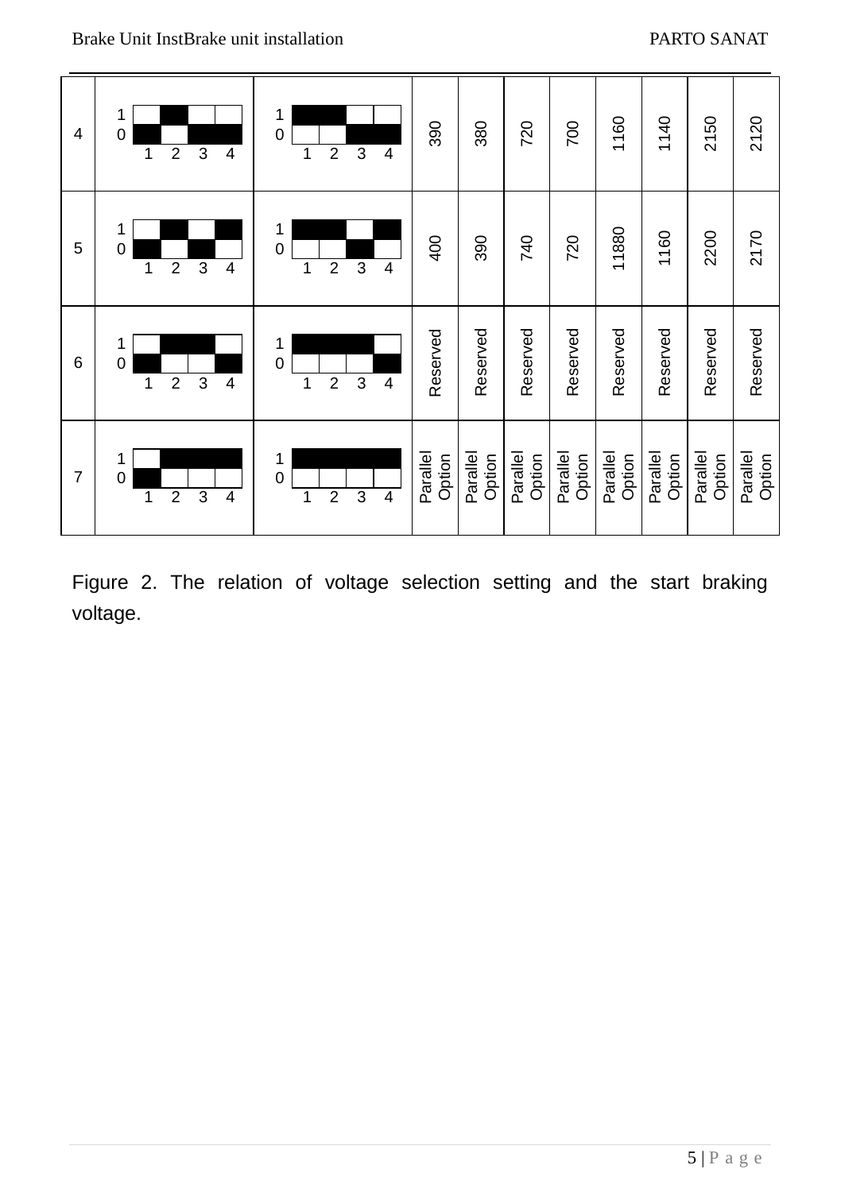| | | | | | | | | | | |
|---|---|---|---|---|---|---|---|---|---|---|
| 4 | Switch 1, 2, 3, 4 = 0, 1, 0, 0 | Switch 1, 2, 3, 4 = 1, 1, 0, 0 | 390 | 380 | 720 | 700 | 1160 | 1140 | 2150 | 2120 |
| 5 | Switch 1, 2, 3, 4 = 0, 1, 0, 1 | Switch 1, 2, 3, 4 = 1, 1, 0, 1 | 400 | 390 | 740 | 720 | 11880 | 1160 | 2200 | 2170 |
| 6 | Switch 1, 2, 3, 4 = 0, 1, 1, 0 | Switch 1, 2, 3, 4 = 1, 1, 1, 0 | Reserved | Reserved | Reserved | Reserved | Reserved | Reserved | Reserved | Reserved |
| 7 | Switch 1, 2, 3, 4 = 0, 1, 1, 1 | Switch 1, 2, 3, 4 = 1, 1, 1, 1 | Parallel Option | Parallel Option | Parallel Option | Parallel Option | Parallel Option | Parallel Option | Parallel Option | Parallel Option |

Figure 2. The relation of voltage selection setting and the start braking voltage.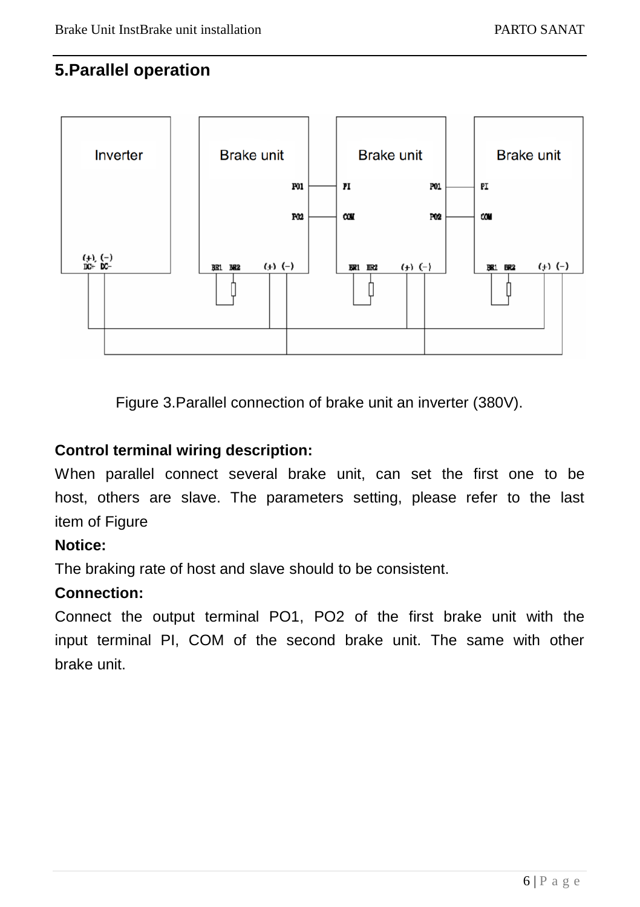## 5.Parallel operation

Figure 3.Parallel connection of brake unit an inverter (380V).

**Control terminal wiring description:**

When parallel connect several brake unit, can set the first one to be host, others are slave. The parameters setting, please refer to the last item of Figure

**Notice:**

The braking rate of host and slave should to be consistent.

**Connection:**

Connect the output terminal PO1, PO2 of the first brake unit with the input terminal PI, COM of the second brake unit. The same with other brake unit.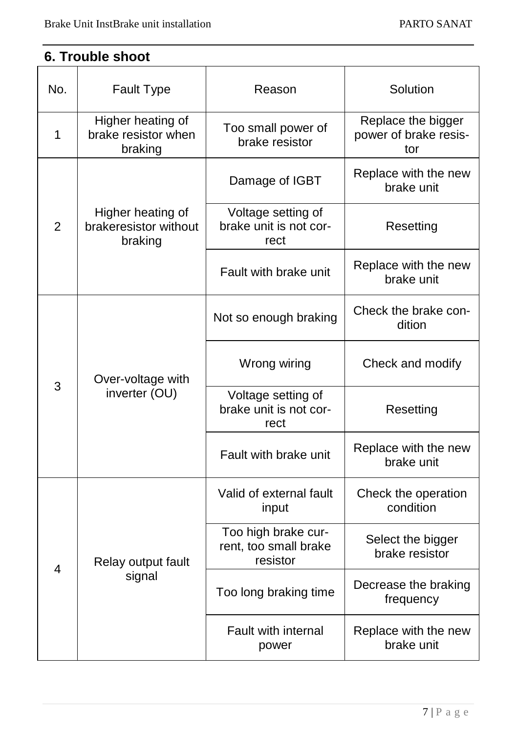## 6. Trouble shoot

| No. | Fault Type | Reason | Solution |
|---|---|---|---|
| 1 | Higher heating of brake resistor when braking | Too small power of brake resistor | Replace the bigger power of brake resistor |
| 2 | Higher heating of brakeresistor without braking | Damage of IGBT | Replace with the new brake unit |
| | | Voltage setting of brake unit is not correct | Resetting |
| | | Fault with brake unit | Replace with the new brake unit |
| 3 | Over-voltage with inverter (OU) | Not so enough braking | Check the brake condition |
| | | Wrong wiring | Check and modify |
| | | Voltage setting of brake unit is not correct | Resetting |
| | | Fault with brake unit | Replace with the new brake unit |
| 4 | Relay output fault signal | Valid of external fault input | Check the operation condition |
| | | Too high brake current, too small brake resistor | Select the bigger brake resistor |
| | | Too long braking time | Decrease the braking frequency |
| | | Fault with internal power | Replace with the new brake unit |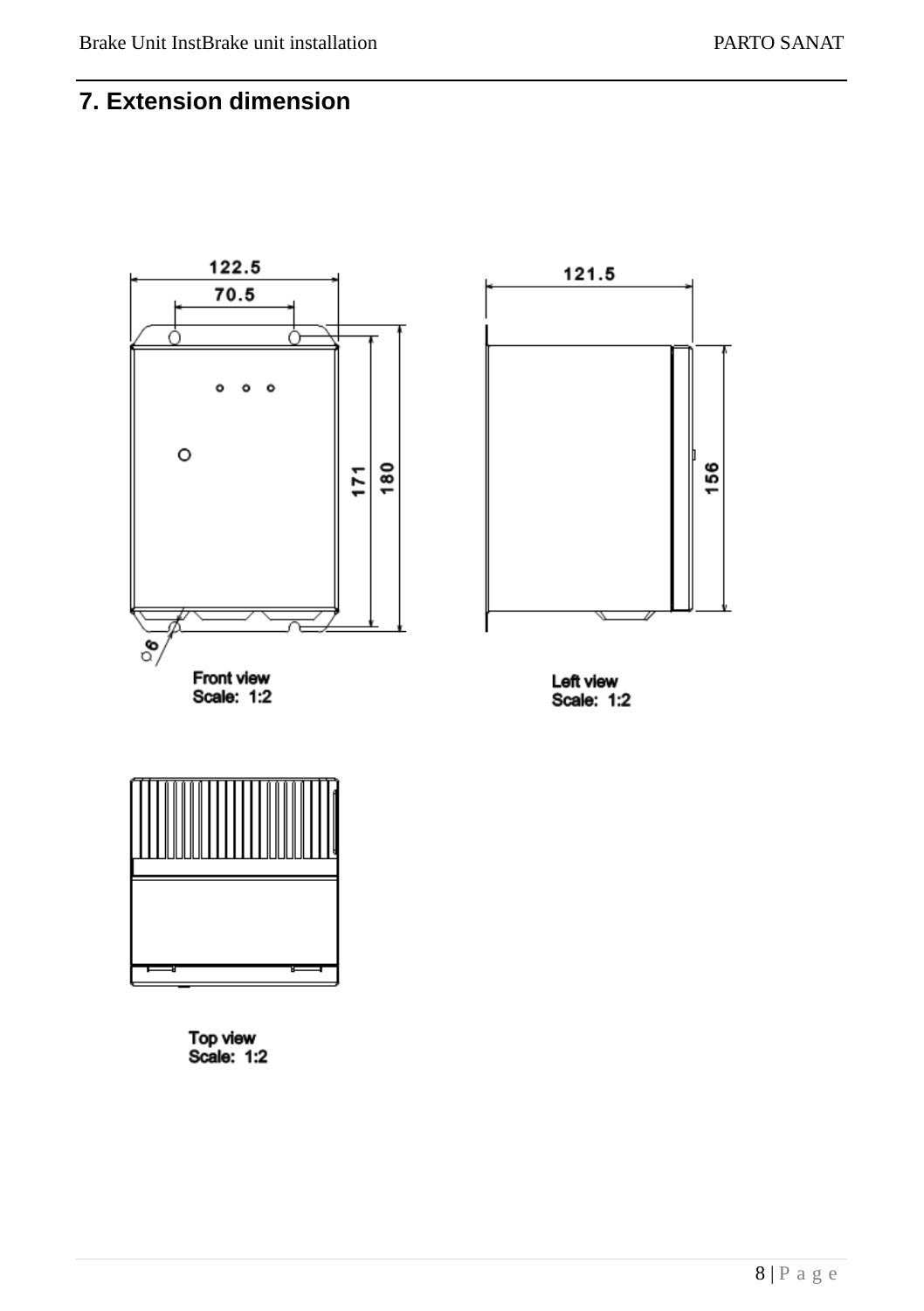## 7. Extension dimension

122.5

70.5

171

180

121.5

156

6

Front view
Scale: 1:2

Left view
Scale: 1:2

Top view
Scale: 1:2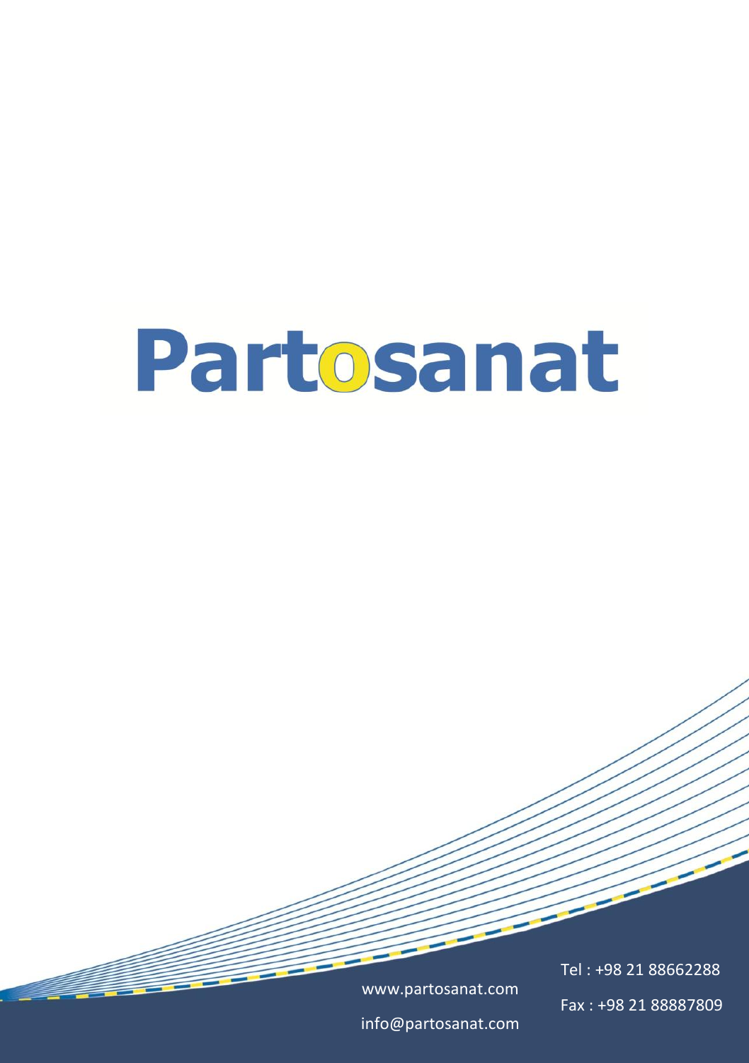# Partosanat

www.partosanat.com

info@partosanat.com

Tel : +98 21 88662288

Fax : +98 21 88887809